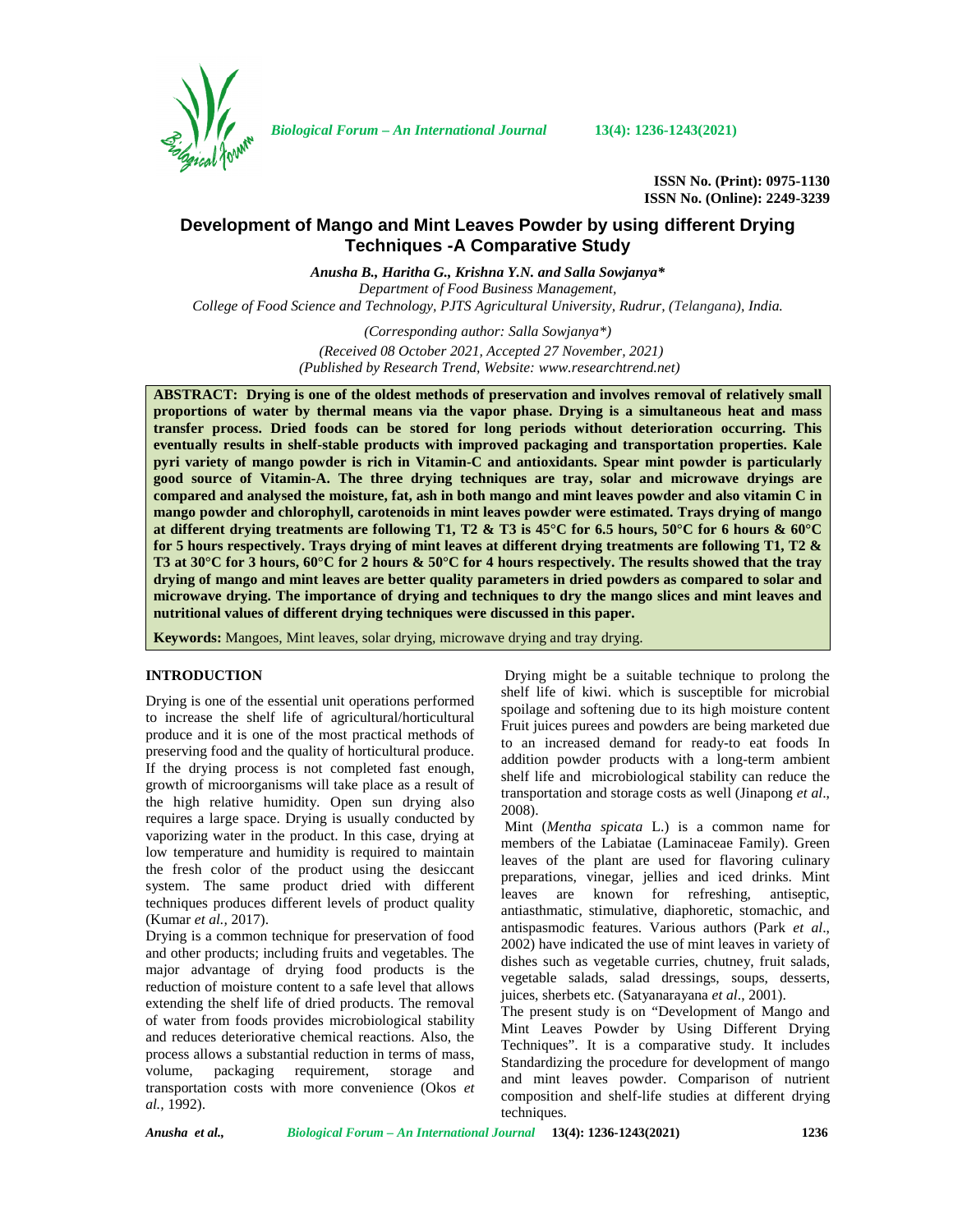# Development of Mango and Mint Leaves Powder by using different Drying Techniques -A Comparative Study

***Anusha B., Haritha G., Krishna Y.N. and Salla Sowjanya****

*Department of Food Business Management,*
*College of Food Science and Technology, PJTS Agricultural University, Rudrur, (Telangana), India.*

*(Corresponding author: Salla Sowjanya*)*
*(Received 08 October 2021, Accepted 27 November, 2021)*
*(Published by Research Trend, Website: www.researchtrend.net)*

**ABSTRACT: Drying is one of the oldest methods of preservation and involves removal of relatively small proportions of water by thermal means via the vapor phase. Drying is a simultaneous heat and mass transfer process. Dried foods can be stored for long periods without deterioration occurring. This eventually results in shelf-stable products with improved packaging and transportation properties. Kale pyri variety of mango powder is rich in Vitamin-C and antioxidants. Spear mint powder is particularly good source of Vitamin-A. The three drying techniques are tray, solar and microwave dryings are compared and analysed the moisture, fat, ash in both mango and mint leaves powder and also vitamin C in mango powder and chlorophyll, carotenoids in mint leaves powder were estimated. Trays drying of mango at different drying treatments are following T1, T2 & T3 is 45°C for 6.5 hours, 50°C for 6 hours & 60°C for 5 hours respectively. Trays drying of mint leaves at different drying treatments are following T1, T2 & T3 at 30°C for 3 hours, 60°C for 2 hours & 50°C for 4 hours respectively. The results showed that the tray drying of mango and mint leaves are better quality parameters in dried powders as compared to solar and microwave drying. The importance of drying and techniques to dry the mango slices and mint leaves and nutritional values of different drying techniques were discussed in this paper.**

**Keywords:** Mangoes, Mint leaves, solar drying, microwave drying and tray drying.

## INTRODUCTION

Drying is one of the essential unit operations performed to increase the shelf life of agricultural/horticultural produce and it is one of the most practical methods of preserving food and the quality of horticultural produce. If the drying process is not completed fast enough, growth of microorganisms will take place as a result of the high relative humidity. Open sun drying also requires a large space. Drying is usually conducted by vaporizing water in the product. In this case, drying at low temperature and humidity is required to maintain the fresh color of the product using the desiccant system. The same product dried with different techniques produces different levels of product quality (Kumar *et al.,* 2017).

Drying is a common technique for preservation of food and other products; including fruits and vegetables. The major advantage of drying food products is the reduction of moisture content to a safe level that allows extending the shelf life of dried products. The removal of water from foods provides microbiological stability and reduces deteriorative chemical reactions. Also, the process allows a substantial reduction in terms of mass, volume, packaging requirement, storage and transportation costs with more convenience (Okos *et al.,* 1992).

Drying might be a suitable technique to prolong the shelf life of kiwi. which is susceptible for microbial spoilage and softening due to its high moisture content Fruit juices purees and powders are being marketed due to an increased demand for ready-to eat foods In addition powder products with a long-term ambient shelf life and microbiological stability can reduce the transportation and storage costs as well (Jinapong *et al*., 2008).

Mint (*Mentha spicata* L.) is a common name for members of the Labiatae (Laminaceae Family). Green leaves of the plant are used for flavoring culinary preparations, vinegar, jellies and iced drinks. Mint leaves are known for refreshing, antiseptic, antiasthmatic, stimulative, diaphoretic, stomachic, and antispasmodic features. Various authors (Park *et al*., 2002) have indicated the use of mint leaves in variety of dishes such as vegetable curries, chutney, fruit salads, vegetable salads, salad dressings, soups, desserts, juices, sherbets etc. (Satyanarayana *et al*., 2001).

The present study is on "Development of Mango and Mint Leaves Powder by Using Different Drying Techniques". It is a comparative study. It includes Standardizing the procedure for development of mango and mint leaves powder. Comparison of nutrient composition and shelf-life studies at different drying techniques.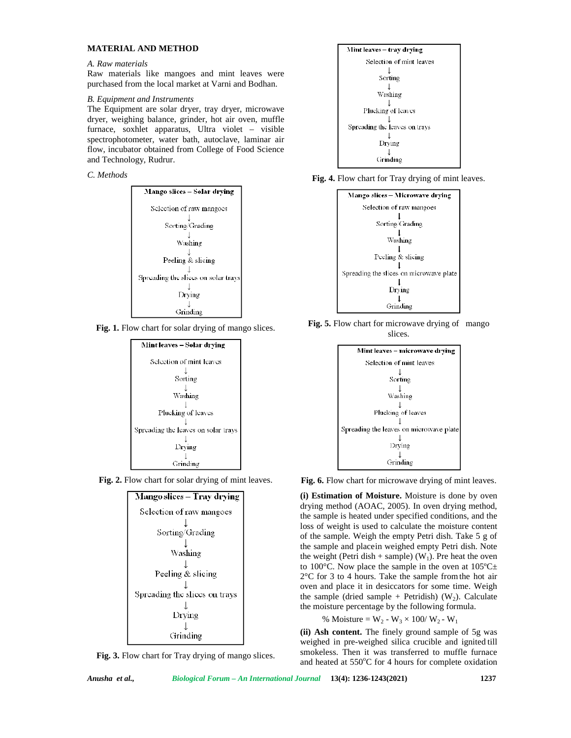## MATERIAL AND METHOD

*A. Raw materials*

Raw materials like mangoes and mint leaves were purchased from the local market at Varni and Bodhan.

*B. Equipment and Instruments*

The Equipment are solar dryer, tray dryer, microwave dryer, weighing balance, grinder, hot air oven, muffle furnace, soxhlet apparatus, Ultra violet – visible spectrophotometer, water bath, autoclave, laminar air flow, incubator obtained from College of Food Science and Technology, Rudrur.

*C. Methods*

**Mango slices – Solar drying**

Selection of raw mangoes
↓
Sorting/Grading
↓
Washing
↓
Peeling & slicing
↓
Spreading the slices on solar trays
↓
Drying
↓
Grinding

**Fig. 1.** Flow chart for solar drying of mango slices.

**Mint leaves – Solar drying**

Selection of mint leaves
↓
Sorting
↓
Washing
↓
Plucking of leaves
↓
Spreading the leaves on solar trays
↓
Drying
↓
Grinding

**Fig. 2.** Flow chart for solar drying of mint leaves.

**Mango slices – Tray drying**

Selection of raw mangoes
↓
Sorting/Grading
↓
Washing
↓
Peeling & slicing
↓
Spreading the slices on trays
↓
Drying
↓
Grinding

**Fig. 3.** Flow chart for Tray drying of mango slices.

**Mint leaves – tray drying**

Selection of mint leaves
↓
Sorting
↓
Washing
↓
Plucking of leaves
↓
Spreading the leaves on trays
↓
Drying
↓
Grinding

**Fig. 4.** Flow chart for Tray drying of mint leaves.

**Mango slices – Microwave drying**

Selection of raw mangoes
↓
Sorting/Grading
↓
Washing
↓
Peeling & slicing
↓
Spreading the slices on microwave plate
↓
Drying
↓
Grinding

**Fig. 5.** Flow chart for microwave drying of mango slices.

**Mint leaves – microwave drying**

Selection of mint leaves
↓
Sorting
↓
Washing
↓
Plucking of leaves
↓
Spreading the leaves on microwave plate
↓
Drying
↓
Grinding

**Fig. 6.** Flow chart for microwave drying of mint leaves.

**(i) Estimation of Moisture.** Moisture is done by oven drying method (AOAC, 2005). In oven drying method, the sample is heated under specified conditions, and the loss of weight is used to calculate the moisture content of the sample. Weigh the empty Petri dish. Take 5 g of the sample and placein weighed empty Petri dish. Note the weight (Petri dish + sample) ($W_1$). Pre heat the oven to 100°C. Now place the sample in the oven at 105ºC± 2°C for 3 to 4 hours. Take the sample from the hot air oven and place it in desiccators for some time. Weigh the sample (dried sample + Petridish) ($W_2$). Calculate the moisture percentage by the following formula.

$$\% \text{ Moisture} = W_2 - W_3 \times 100 / W_2 - W_1$$

**(ii) Ash content.** The finely ground sample of 5g was weighed in pre-weighed silica crucible and ignited till smokeless. Then it was transferred to muffle furnace and heated at 550°C for 4 hours for complete oxidation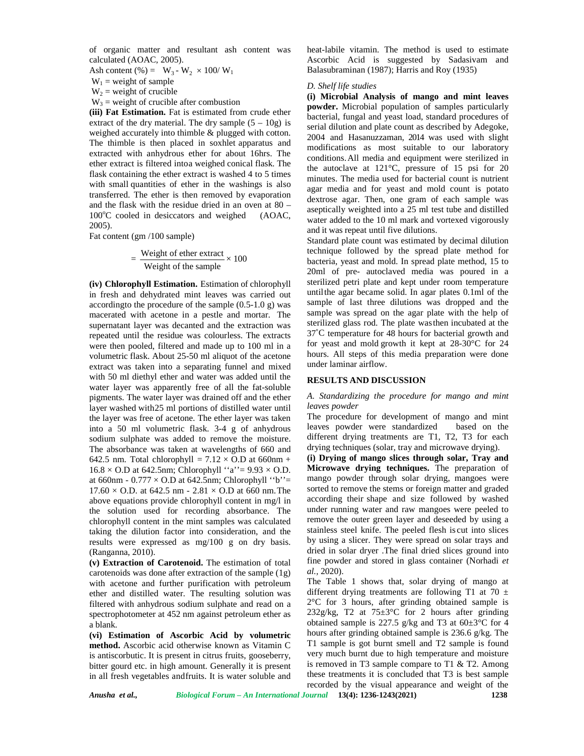of organic matter and resultant ash content was calculated (AOAC, 2005).

Ash content (%) = $W_3 - W_2 \times 100 / W_1$

$W_1$ = weight of sample

$W_2$ = weight of crucible

$W_3$ = weight of crucible after combustion

**(iii) Fat Estimation.** Fat is estimated from crude ether extract of the dry material. The dry sample (5 – 10g) is weighed accurately into thimble & plugged with cotton. The thimble is then placed in soxhlet apparatus and extracted with anhydrous ether for about 16hrs. The ether extract is filtered intoa weighed conical flask. The flask containing the ether extract is washed 4 to 5 times with small quantities of ether in the washings is also transferred. The ether is then removed by evaporation and the flask with the residue dried in an oven at 80 – 100°C cooled in desiccators and weighed (AOAC, 2005).

Fat content (gm /100 sample)

$$= \frac{\text{Weight of ether extract}}{\text{Weight of the sample}} \times 100$$

**(iv) Chlorophyll Estimation.** Estimation of chlorophyll in fresh and dehydrated mint leaves was carried out accordingto the procedure of the sample (0.5-1.0 g) was macerated with acetone in a pestle and mortar. The supernatant layer was decanted and the extraction was repeated until the residue was colourless. The extracts were then pooled, filtered and made up to 100 ml in a volumetric flask. About 25-50 ml aliquot of the acetone extract was taken into a separating funnel and mixed with 50 ml diethyl ether and water was added until the water layer was apparently free of all the fat-soluble pigments. The water layer was drained off and the ether layer washed with25 ml portions of distilled water until the layer was free of acetone. The ether layer was taken into a 50 ml volumetric flask. 3-4 g of anhydrous sodium sulphate was added to remove the moisture. The absorbance was taken at wavelengths of 660 and 642.5 nm. Total chlorophyll = 7.12 × O.D at 660nm + 16.8 × O.D at 642.5nm; Chlorophyll ''a''= 9.93 × O.D. at 660nm - 0.777 × O.D at 642.5nm; Chlorophyll ''b''= 17.60 × O.D. at 642.5 nm - 2.81 × O.D at 660 nm.The above equations provide chlorophyll content in mg/l in the solution used for recording absorbance. The chlorophyll content in the mint samples was calculated taking the dilution factor into consideration, and the results were expressed as mg/100 g on dry basis. (Ranganna, 2010).

**(v) Extraction of Carotenoid.** The estimation of total carotenoids was done after extraction of the sample (1g) with acetone and further purification with petroleum ether and distilled water. The resulting solution was filtered with anhydrous sodium sulphate and read on a spectrophotometer at 452 nm against petroleum ether as a blank.

**(vi) Estimation of Ascorbic Acid by volumetric method.** Ascorbic acid otherwise known as Vitamin C is antiscorbutic. It is present in citrus fruits, gooseberry, bitter gourd etc. in high amount. Generally it is present in all fresh vegetables andfruits. It is water soluble and heat-labile vitamin. The method is used to estimate Ascorbic Acid is suggested by Sadasivam and Balasubraminan (1987); Harris and Roy (1935)

*D. Shelf life studies*

**(i) Microbial Analysis of mango and mint leaves powder.** Microbial population of samples particularly bacterial, fungal and yeast load, standard procedures of serial dilution and plate count as described by Adegoke, 2004 and Hasanuzzaman, 2014 was used with slight modifications as most suitable to our laboratory conditions. All media and equipment were sterilized in the autoclave at 121°C, pressure of 15 psi for 20 minutes. The media used for bacterial count is nutrient agar media and for yeast and mold count is potato dextrose agar. Then, one gram of each sample was aseptically weighted into a 25 ml test tube and distilled water added to the 10 ml mark and vortexed vigorously and it was repeat until five dilutions.

Standard plate count was estimated by decimal dilution technique followed by the spread plate method for bacteria, yeast and mold. In spread plate method, 15 to 20ml of pre- autoclaved media was poured in a sterilized petri plate and kept under room temperature untilthe agar became solid. In agar plates 0.1ml of the sample of last three dilutions was dropped and the sample was spread on the agar plate with the help of sterilized glass rod. The plate wasthen incubated at the 37°C temperature for 48 hours for bacterial growth and for yeast and mold growth it kept at 28-30°C for 24 hours. All steps of this media preparation were done under laminar airflow.

## RESULTS AND DISCUSSION

*A. Standardizing the procedure for mango and mint leaves powder*

The procedure for development of mango and mint leaves powder were standardized based on the different drying treatments are T1, T2, T3 for each drying techniques (solar, tray and microwave drying).

**(i) Drying of mango slices through solar, Tray and Microwave drying techniques.** The preparation of mango powder through solar drying, mangoes were sorted to remove the stems or foreign matter and graded according their shape and size followed by washed under running water and raw mangoes were peeled to remove the outer green layer and deseeded by using a stainless steel knife. The peeled flesh is cut into slices by using a slicer. They were spread on solar trays and dried in solar dryer .The final dried slices ground into fine powder and stored in glass container (Norhadi *et al.*, 2020).

The Table 1 shows that, solar drying of mango at different drying treatments are following T1 at 70 ± 2°C for 3 hours, after grinding obtained sample is 232g/kg, T2 at 75±3°C for 2 hours after grinding obtained sample is 227.5 g/kg and T3 at 60±3°C for 4 hours after grinding obtained sample is 236.6 g/kg. The T1 sample is got burnt smell and T2 sample is found very much burnt due to high temperature and moisture is removed in T3 sample compare to T1 & T2. Among these treatments it is concluded that T3 is best sample recorded by the visual appearance and weight of the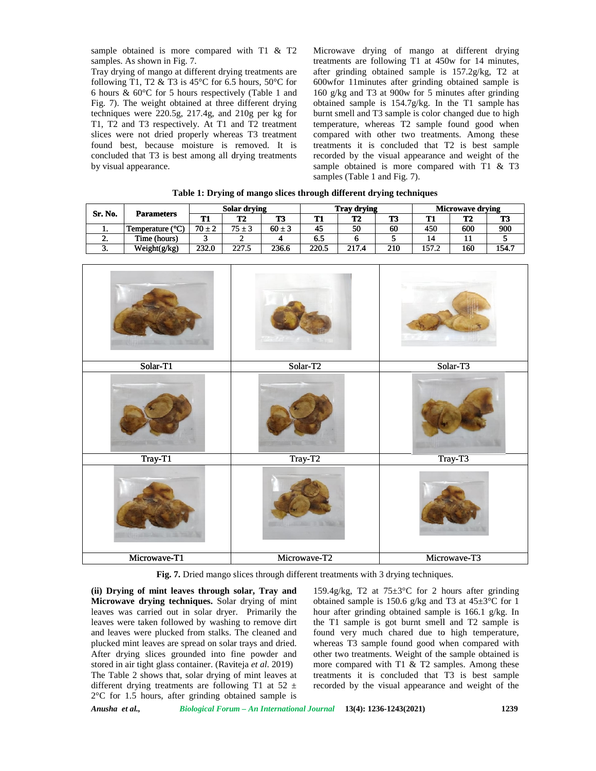sample obtained is more compared with T1 & T2 samples. As shown in Fig. 7.

Tray drying of mango at different drying treatments are following T1, T2 & T3 is 45°C for 6.5 hours, 50°C for 6 hours & 60°C for 5 hours respectively (Table 1 and Fig. 7). The weight obtained at three different drying techniques were 220.5g, 217.4g, and 210g per kg for T1, T2 and T3 respectively. At T1 and T2 treatment slices were not dried properly whereas T3 treatment found best, because moisture is removed. It is concluded that T3 is best among all drying treatments by visual appearance.

Microwave drying of mango at different drying treatments are following T1 at 450w for 14 minutes, after grinding obtained sample is 157.2g/kg, T2 at 600wfor 11minutes after grinding obtained sample is 160 g/kg and T3 at 900w for 5 minutes after grinding obtained sample is 154.7g/kg. In the T1 sample has burnt smell and T3 sample is color changed due to high temperature, whereas T2 sample found good when compared with other two treatments. Among these treatments it is concluded that T2 is best sample recorded by the visual appearance and weight of the sample obtained is more compared with T1 & T3 samples (Table 1 and Fig. 7).

**Table 1: Drying of mango slices through different drying techniques**

| Sr. No. | Parameters | Solar drying | | | Tray drying | | | Microwave drying | | |
|---|---|---|---|---|---|---|---|---|---|---|
| | | T1 | T2 | T3 | T1 | T2 | T3 | T1 | T2 | T3 |
| 1. | Temperature (°C) | 70 ± 2 | 75 ± 3 | 60 ± 3 | 45 | 50 | 60 | 450 | 600 | 900 |
| 2. | Time (hours) | 3 | 2 | 4 | 6.5 | 6 | 5 | 14 | 11 | 5 |
| 3. | Weight(g/kg) | 232.0 | 227.5 | 236.6 | 220.5 | 217.4 | 210 | 157.2 | 160 | 154.7 |

| Solar-T1 | Solar-T2 | Solar-T3 |
|---|---|---|
| Tray-T1 | Tray-T2 | Tray-T3 |
| Microwave-T1 | Microwave-T2 | Microwave-T3 |

**Fig. 7.** Dried mango slices through different treatments with 3 drying techniques.

**(ii) Drying of mint leaves through solar, Tray and Microwave drying techniques.** Solar drying of mint leaves was carried out in solar dryer. Primarily the leaves were taken followed by washing to remove dirt and leaves were plucked from stalks. The cleaned and plucked mint leaves are spread on solar trays and dried. After drying slices grounded into fine powder and stored in air tight glass container. (Raviteja *et al*. 2019)

The Table 2 shows that, solar drying of mint leaves at different drying treatments are following T1 at 52 ± 2°C for 1.5 hours, after grinding obtained sample is 159.4g/kg, T2 at 75±3°C for 2 hours after grinding obtained sample is 150.6 g/kg and T3 at 45±3°C for 1 hour after grinding obtained sample is 166.1 g/kg. In the T1 sample is got burnt smell and T2 sample is found very much chared due to high temperature, whereas T3 sample found good when compared with other two treatments. Weight of the sample obtained is more compared with T1 & T2 samples. Among these treatments it is concluded that T3 is best sample recorded by the visual appearance and weight of the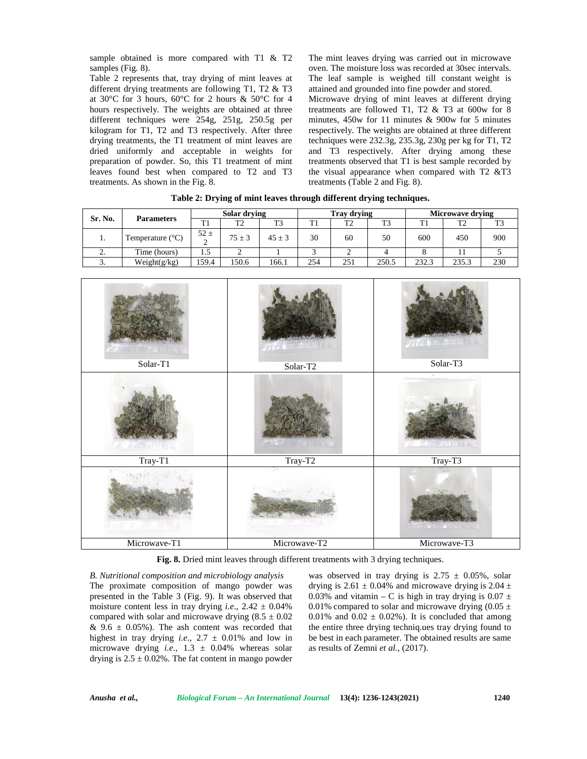sample obtained is more compared with T1 & T2 samples (Fig. 8).

Table 2 represents that, tray drying of mint leaves at different drying treatments are following T1, T2 & T3 at 30°C for 3 hours, 60°C for 2 hours & 50°C for 4 hours respectively. The weights are obtained at three different techniques were 254g, 251g, 250.5g per kilogram for T1, T2 and T3 respectively. After three drying treatments, the T1 treatment of mint leaves are dried uniformly and acceptable in weights for preparation of powder. So, this T1 treatment of mint leaves found best when compared to T2 and T3 treatments. As shown in the Fig. 8.

The mint leaves drying was carried out in microwave oven. The moisture loss was recorded at 30sec intervals. The leaf sample is weighed till constant weight is attained and grounded into fine powder and stored.

Microwave drying of mint leaves at different drying treatments are followed T1, T2 & T3 at 600w for 8 minutes, 450w for 11 minutes & 900w for 5 minutes respectively. The weights are obtained at three different techniques were 232.3g, 235.3g, 230g per kg for T1, T2 and T3 respectively. After drying among these treatments observed that T1 is best sample recorded by the visual appearance when compared with T2 &T3 treatments (Table 2 and Fig. 8).

**Table 2: Drying of mint leaves through different drying techniques.**

| Sr. No. | Parameters | Solar drying | | | Tray drying | | | Microwave drying | | |
|---|---|---|---|---|---|---|---|---|---|---|
| | | T1 | T2 | T3 | T1 | T2 | T3 | T1 | T2 | T3 |
| 1. | Temperature (°C) | 52 ± 2 | 75 ± 3 | 45 ± 3 | 30 | 60 | 50 | 600 | 450 | 900 |
| 2. | Time (hours) | 1.5 | 2 | 1 | 3 | 2 | 4 | 8 | 11 | 5 |
| 3. | Weight(g/kg) | 159.4 | 150.6 | 166.1 | 254 | 251 | 250.5 | 232.3 | 235.3 | 230 |

| Solar-T1 | Solar-T2 | Solar-T3 |
|---|---|---|
| Tray-T1 | Tray-T2 | Tray-T3 |
| Microwave-T1 | Microwave-T2 | Microwave-T3 |

**Fig. 8.** Dried mint leaves through different treatments with 3 drying techniques.

*B. Nutritional composition and microbiology analysis*

The proximate composition of mango powder was presented in the Table 3 (Fig. 9). It was observed that moisture content less in tray drying *i.e*., 2.42 ± 0.04% compared with solar and microwave drying (8.5 ± 0.02 & 9.6 ± 0.05%). The ash content was recorded that highest in tray drying *i.e*., 2.7 ± 0.01% and low in microwave drying *i.e*., 1.3 ± 0.04% whereas solar drying is 2.5 ± 0.02%. The fat content in mango powder was observed in tray drying is 2.75 ± 0.05%, solar drying is 2.61 ± 0.04% and microwave drying is 2.04 ± 0.03% and vitamin – C is high in tray drying is 0.07 ± 0.01% compared to solar and microwave drying (0.05 ± 0.01% and 0.02 ± 0.02%). It is concluded that among the entire three drying techniq.ues tray drying found to be best in each parameter. The obtained results are same as results of Zemni *et al.*, (2017).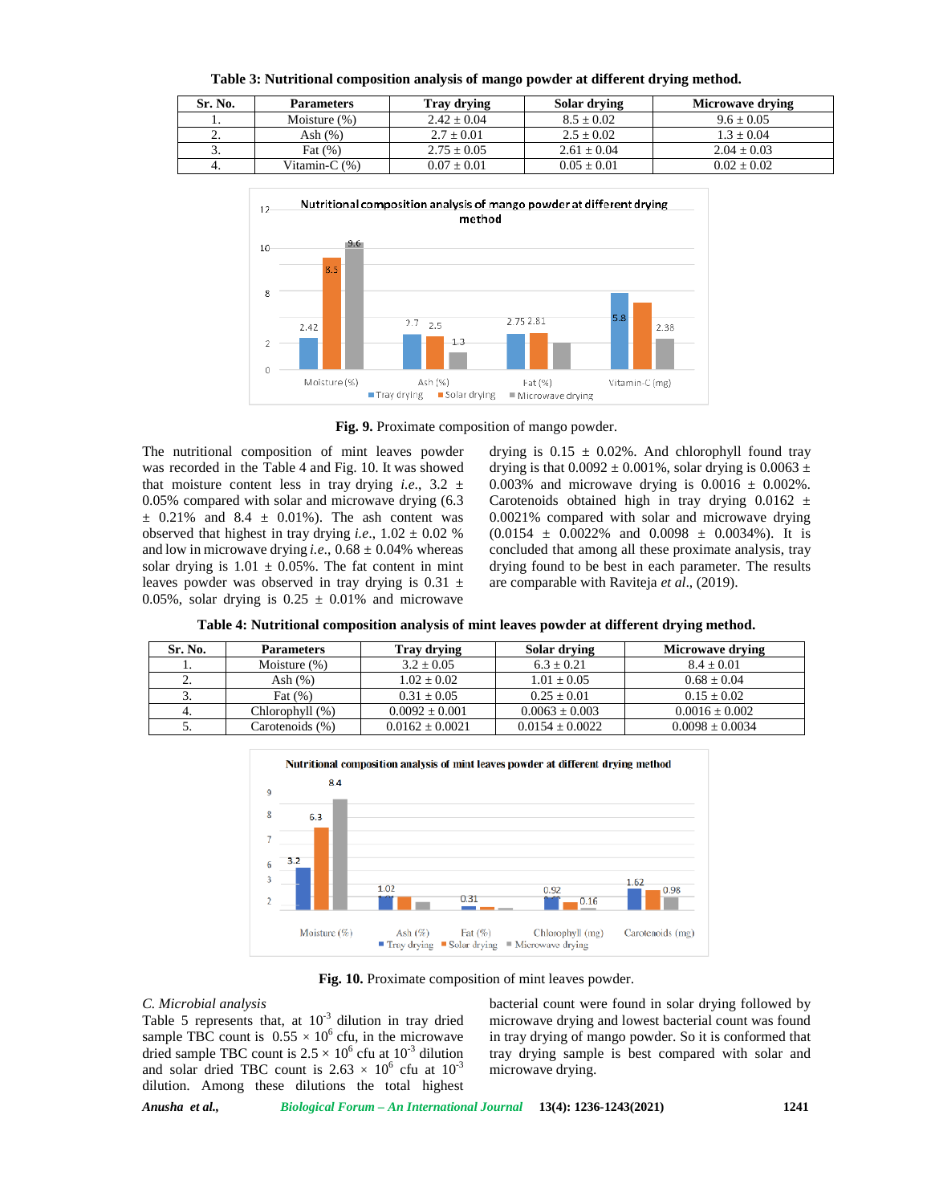**Table 3: Nutritional composition analysis of mango powder at different drying method.**

| Sr. No. | Parameters | Tray drying | Solar drying | Microwave drying |
|---|---|---|---|---|
| 1. | Moisture (%) | 2.42 ± 0.04 | 8.5 ± 0.02 | 9.6 ± 0.05 |
| 2. | Ash (%) | 2.7 ± 0.01 | 2.5 ± 0.02 | 1.3 ± 0.04 |
| 3. | Fat (%) | 2.75 ± 0.05 | 2.61 ± 0.04 | 2.04 ± 0.03 |
| 4. | Vitamin-C (%) | 0.07 ± 0.01 | 0.05 ± 0.01 | 0.02 ± 0.02 |

**Fig. 9.** Proximate composition of mango powder.

The nutritional composition of mint leaves powder was recorded in the Table 4 and Fig. 10. It was showed that moisture content less in tray drying *i.e.*, 3.2 ± 0.05% compared with solar and microwave drying (6.3 ± 0.21% and 8.4 ± 0.01%). The ash content was observed that highest in tray drying *i.e.*, 1.02 ± 0.02 % and low in microwave drying *i.e.*, 0.68 ± 0.04% whereas solar drying is 1.01 ± 0.05%. The fat content in mint leaves powder was observed in tray drying is 0.31 ± 0.05%, solar drying is 0.25 ± 0.01% and microwave drying is 0.15 ± 0.02%. And chlorophyll found tray drying is that 0.0092 ± 0.001%, solar drying is 0.0063 ± 0.003% and microwave drying is 0.0016 ± 0.002%. Carotenoids obtained high in tray drying 0.0162 ± 0.0021% compared with solar and microwave drying (0.0154 ± 0.0022% and 0.0098 ± 0.0034%). It is concluded that among all these proximate analysis, tray drying found to be best in each parameter. The results are comparable with Raviteja *et al*., (2019).

**Table 4: Nutritional composition analysis of mint leaves powder at different drying method.**

| Sr. No. | Parameters | Tray drying | Solar drying | Microwave drying |
|---|---|---|---|---|
| 1. | Moisture (%) | 3.2 ± 0.05 | 6.3 ± 0.21 | 8.4 ± 0.01 |
| 2. | Ash (%) | 1.02 ± 0.02 | 1.01 ± 0.05 | 0.68 ± 0.04 |
| 3. | Fat (%) | 0.31 ± 0.05 | 0.25 ± 0.01 | 0.15 ± 0.02 |
| 4. | Chlorophyll (%) | 0.0092 ± 0.001 | 0.0063 ± 0.003 | 0.0016 ± 0.002 |
| 5. | Carotenoids (%) | 0.0162 ± 0.0021 | 0.0154 ± 0.0022 | 0.0098 ± 0.0034 |

**Fig. 10.** Proximate composition of mint leaves powder.

*C. Microbial analysis*

Table 5 represents that, at $10^{-3}$ dilution in tray dried sample TBC count is $0.55 \times 10^{6}$ cfu, in the microwave dried sample TBC count is $2.5 \times 10^{6}$ cfu at $10^{-3}$ dilution and solar dried TBC count is $2.63 \times 10^{6}$ cfu at $10^{-3}$ dilution. Among these dilutions the total highest bacterial count were found in solar drying followed by microwave drying and lowest bacterial count was found in tray drying of mango powder. So it is conformed that tray drying sample is best compared with solar and microwave drying.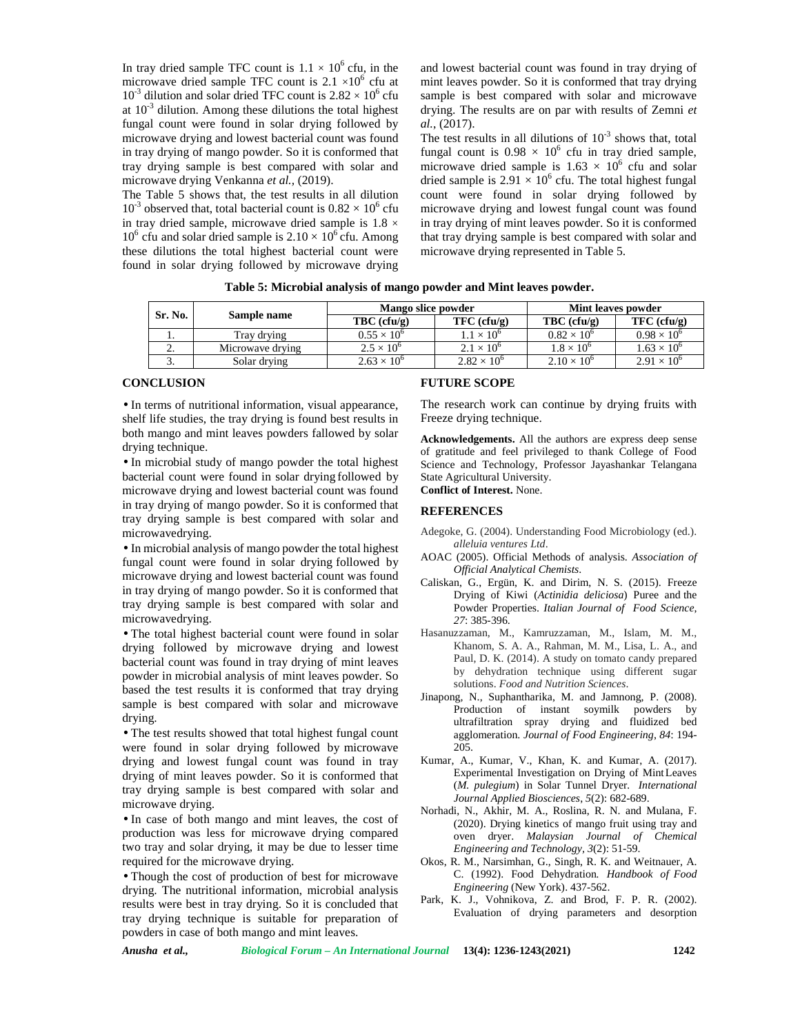In tray dried sample TFC count is $1.1 \times 10^6$ cfu, in the microwave dried sample TFC count is $2.1 \times 10^6$ cfu at $10^{-3}$ dilution and solar dried TFC count is $2.82 \times 10^6$ cfu at $10^{-3}$ dilution. Among these dilutions the total highest fungal count were found in solar drying followed by microwave drying and lowest bacterial count was found in tray drying of mango powder. So it is conformed that tray drying sample is best compared with solar and microwave drying Venkanna *et al.,* (2019).

The Table 5 shows that, the test results in all dilution $10^{-3}$ observed that, total bacterial count is $0.82 \times 10^6$ cfu in tray dried sample, microwave dried sample is $1.8 \times 10^6$ cfu and solar dried sample is $2.10 \times 10^6$ cfu. Among these dilutions the total highest bacterial count were found in solar drying followed by microwave drying and lowest bacterial count was found in tray drying of mint leaves powder. So it is conformed that tray drying sample is best compared with solar and microwave drying. The results are on par with results of Zemni *et al.,* (2017).

The test results in all dilutions of $10^{-3}$ shows that, total fungal count is $0.98 \times 10^6$ cfu in tray dried sample, microwave dried sample is $1.63 \times 10^6$ cfu and solar dried sample is $2.91 \times 10^6$ cfu. The total highest fungal count were found in solar drying followed by microwave drying and lowest fungal count was found in tray drying of mint leaves powder. So it is conformed that tray drying sample is best compared with solar and microwave drying represented in Table 5.

**Table 5: Microbial analysis of mango powder and Mint leaves powder.**

| Sr. No. | Sample name | Mango slice powder | | Mint leaves powder | |
|---|---|---|---|---|---|
| | | TBC (cfu/g) | TFC (cfu/g) | TBC (cfu/g) | TFC (cfu/g) |
| 1. | Tray drying | $0.55 \times 10^6$ | $1.1 \times 10^6$ | $0.82 \times 10^6$ | $0.98 \times 10^6$ |
| 2. | Microwave drying | $2.5 \times 10^6$ | $2.1 \times 10^6$ | $1.8 \times 10^6$ | $1.63 \times 10^6$ |
| 3. | Solar drying | $2.63 \times 10^6$ | $2.82 \times 10^6$ | $2.10 \times 10^6$ | $2.91 \times 10^6$ |

## CONCLUSION

- In terms of nutritional information, visual appearance, shelf life studies, the tray drying is found best results in both mango and mint leaves powders fallowed by solar drying technique.
- In microbial study of mango powder the total highest bacterial count were found in solar drying followed by microwave drying and lowest bacterial count was found in tray drying of mango powder. So it is conformed that tray drying sample is best compared with solar and microwavedrying.
- In microbial analysis of mango powder the total highest fungal count were found in solar drying followed by microwave drying and lowest bacterial count was found in tray drying of mango powder. So it is conformed that tray drying sample is best compared with solar and microwavedrying.
- The total highest bacterial count were found in solar drying followed by microwave drying and lowest bacterial count was found in tray drying of mint leaves powder in microbial analysis of mint leaves powder. So based the test results it is conformed that tray drying sample is best compared with solar and microwave drying.
- The test results showed that total highest fungal count were found in solar drying followed by microwave drying and lowest fungal count was found in tray drying of mint leaves powder. So it is conformed that tray drying sample is best compared with solar and microwave drying.
- In case of both mango and mint leaves, the cost of production was less for microwave drying compared two tray and solar drying, it may be due to lesser time required for the microwave drying.
- Though the cost of production of best for microwave drying. The nutritional information, microbial analysis results were best in tray drying. So it is concluded that tray drying technique is suitable for preparation of powders in case of both mango and mint leaves.

## FUTURE SCOPE

The research work can continue by drying fruits with Freeze drying technique.

**Acknowledgements.** All the authors are express deep sense of gratitude and feel privileged to thank College of Food Science and Technology, Professor Jayashankar Telangana State Agricultural University.

**Conflict of Interest.** None.

## REFERENCES

Adegoke, G. (2004). Understanding Food Microbiology (ed.). *alleluia ventures Ltd*.

AOAC (2005). Official Methods of analysis. *Association of Official Analytical Chemists*.

Caliskan, G., Ergün, K. and Dirim, N. S. (2015). Freeze Drying of Kiwi (*Actinidia deliciosa*) Puree and the Powder Properties. *Italian Journal of Food Science, 27*: 385-396.

Hasanuzzaman, M., Kamruzzaman, M., Islam, M. M., Khanom, S. A. A., Rahman, M. M., Lisa, L. A., and Paul, D. K. (2014). A study on tomato candy prepared by dehydration technique using different sugar solutions. *Food and Nutrition Sciences*.

Jinapong, N., Suphantharika, M. and Jamnong, P. (2008). Production of instant soymilk powders by ultrafiltration spray drying and fluidized bed agglomeration. *Journal of Food Engineering*, *84*: 194-205.

Kumar, A., Kumar, V., Khan, K. and Kumar, A. (2017). Experimental Investigation on Drying of Mint Leaves (*M. pulegium*) in Solar Tunnel Dryer. *International Journal Applied Biosciences*, *5*(2): 682-689.

Norhadi, N., Akhir, M. A., Roslina, R. N. and Mulana, F. (2020). Drying kinetics of mango fruit using tray and oven dryer. *Malaysian Journal of Chemical Engineering and Technology, 3*(2): 51-59.

Okos, R. M., Narsimhan, G., Singh, R. K. and Weitnauer, A. C. (1992). Food Dehydration. *Handbook of Food Engineering* (New York). 437-562.

Park, K. J., Vohnikova, Z. and Brod, F. P. R. (2002). Evaluation of drying parameters and desorption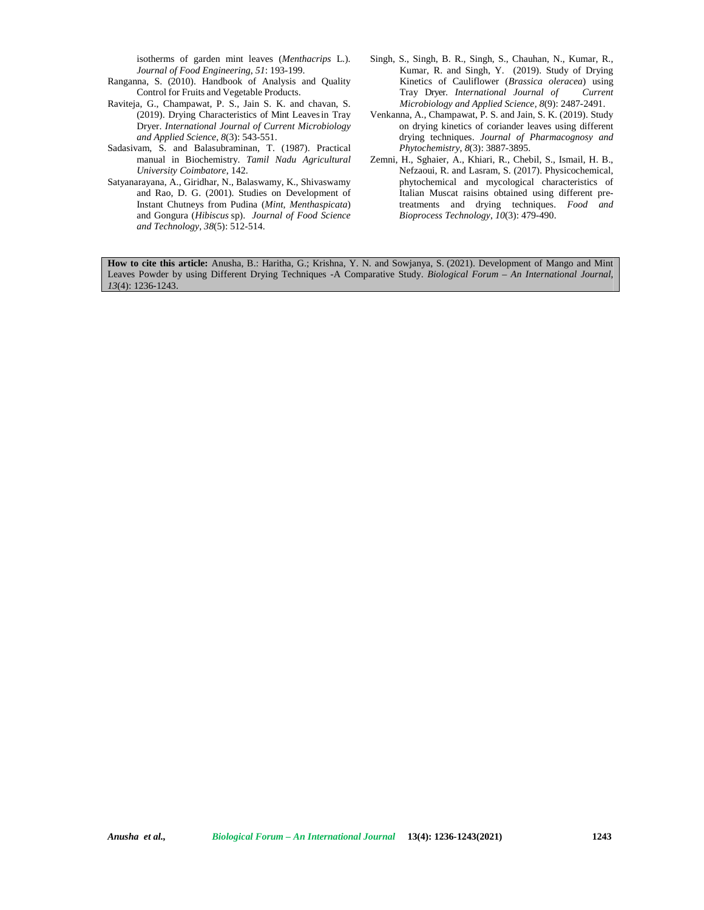isotherms of garden mint leaves (*Menthacrips* L.). *Journal of Food Engineering*, *51*: 193-199.

Ranganna, S. (2010). Handbook of Analysis and Quality Control for Fruits and Vegetable Products.

Raviteja, G., Champawat, P. S., Jain S. K. and chavan, S. (2019). Drying Characteristics of Mint Leaves in Tray Dryer. *International Journal of Current Microbiology and Applied Science*, *8*(3): 543-551.

Sadasivam, S. and Balasubraminan, T. (1987). Practical manual in Biochemistry. *Tamil Nadu Agricultural University Coimbatore*, 142.

Satyanarayana, A., Giridhar, N., Balaswamy, K., Shivaswamy and Rao, D. G. (2001). Studies on Development of Instant Chutneys from Pudina (*Mint, Menthaspicata*) and Gongura (*Hibiscus* sp). *Journal of Food Science and Technology*, *38*(5): 512-514.

Singh, S., Singh, B. R., Singh, S., Chauhan, N., Kumar, R., Kumar, R. and Singh, Y. (2019). Study of Drying Kinetics of Cauliflower (*Brassica oleracea*) using Tray Dryer. *International Journal of Current Microbiology and Applied Science*, *8*(9): 2487-2491.

Venkanna, A., Champawat, P. S. and Jain, S. K. (2019). Study on drying kinetics of coriander leaves using different drying techniques. *Journal of Pharmacognosy and Phytochemistry*, *8*(3): 3887-3895.

Zemni, H., Sghaier, A., Khiari, R., Chebil, S., Ismail, H. B., Nefzaoui, R. and Lasram, S. (2017). Physicochemical, phytochemical and mycological characteristics of Italian Muscat raisins obtained using different pre-treatments and drying techniques. *Food and Bioprocess Technology*, *10*(3): 479-490.

**How to cite this article:** Anusha, B.: Haritha, G.; Krishna, Y. N. and Sowjanya, S. (2021). Development of Mango and Mint Leaves Powder by using Different Drying Techniques -A Comparative Study. *Biological Forum – An International Journal*, *13*(4): 1236-1243.